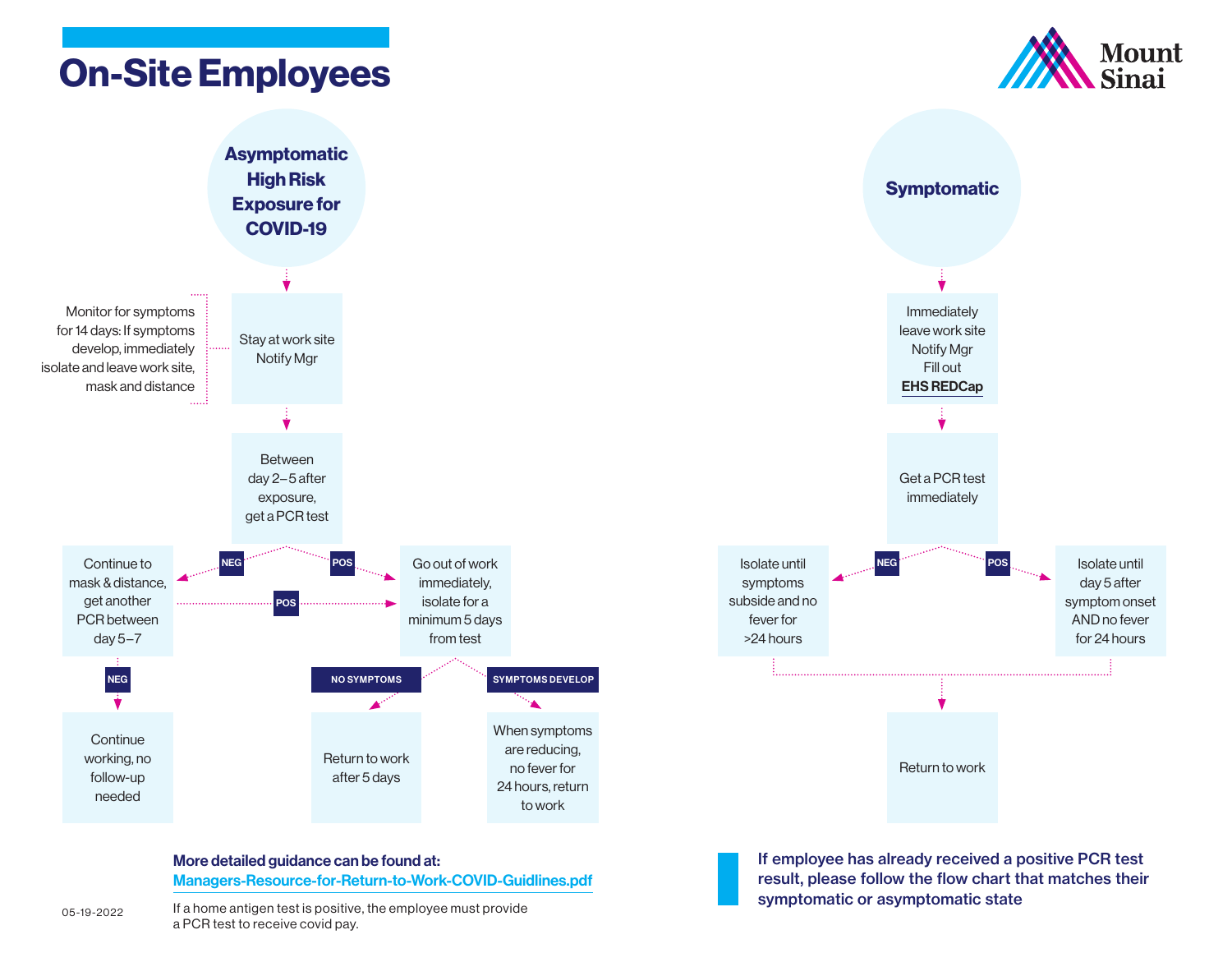# On-Site Employees

Mount Sinai

## Asymptomatic High Risk Exposure for COVID-19

Monitor for symptoms for 14 days: If symptoms develop, immediately isolate and leave work site, mask and distance

Stay at work site
Notify Mgr

Between day 2–5 after exposure, get a PCR test

NEG

Continue to mask & distance, get another PCR between day 5–7

POS

NEG

Continue working, no follow-up needed

POS

Go out of work immediately, isolate for a minimum 5 days from test

NO SYMPTOMS

Return to work after 5 days

SYMPTOMS DEVELOP

When symptoms are reducing, no fever for 24 hours, return to work

## Symptomatic

Immediately leave work site
Notify Mgr
Fill out
**EHS REDCap**

Get a PCR test immediately

NEG

Isolate until symptoms subside and no fever for >24 hours

POS

Isolate until day 5 after symptom onset AND no fever for 24 hours

Return to work

**More detailed guidance can be found at:**
Managers-Resource-for-Return-to-Work-COVID-Guidlines.pdf

If a home antigen test is positive, the employee must provide a PCR test to receive covid pay.

05-19-2022

**If employee has already received a positive PCR test result, please follow the flow chart that matches their symptomatic or asymptomatic state**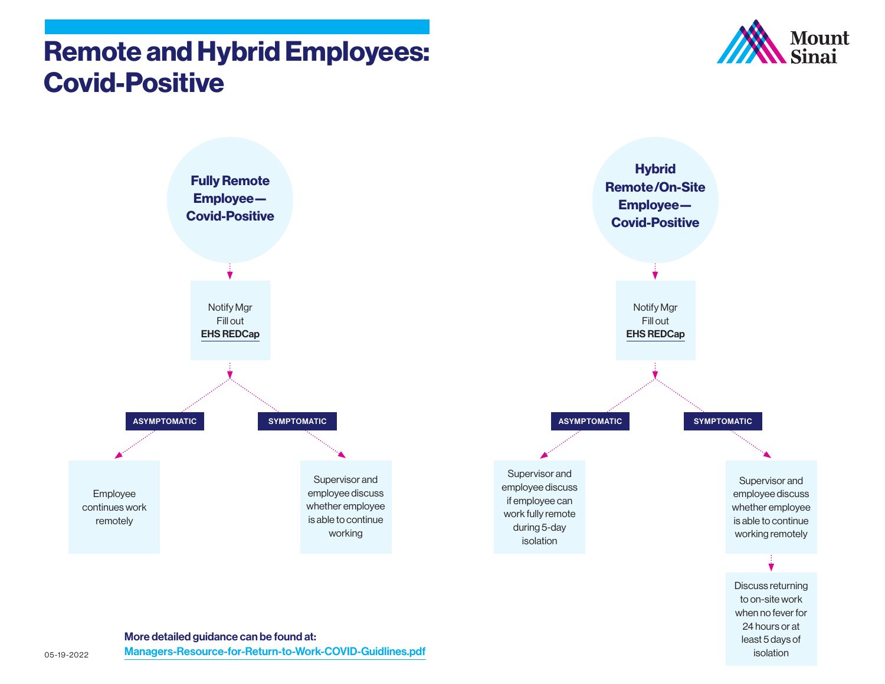# Remote and Hybrid Employees: Covid-Positive

Mount Sinai

## Fully Remote Employee—Covid-Positive

Notify Mgr
Fill out
**EHS REDCap**

**ASYMPTOMATIC**

Employee continues work remotely

**SYMPTOMATIC**

Supervisor and employee discuss whether employee is able to continue working

## Hybrid Remote/On-Site Employee—Covid-Positive

Notify Mgr
Fill out
**EHS REDCap**

**ASYMPTOMATIC**

Supervisor and employee discuss if employee can work fully remote during 5-day isolation

**SYMPTOMATIC**

Supervisor and employee discuss whether employee is able to continue working remotely

Discuss returning to on-site work when no fever for 24 hours or at least 5 days of isolation

**More detailed guidance can be found at:**
**Managers-Resource-for-Return-to-Work-COVID-Guidlines.pdf**

05-19-2022